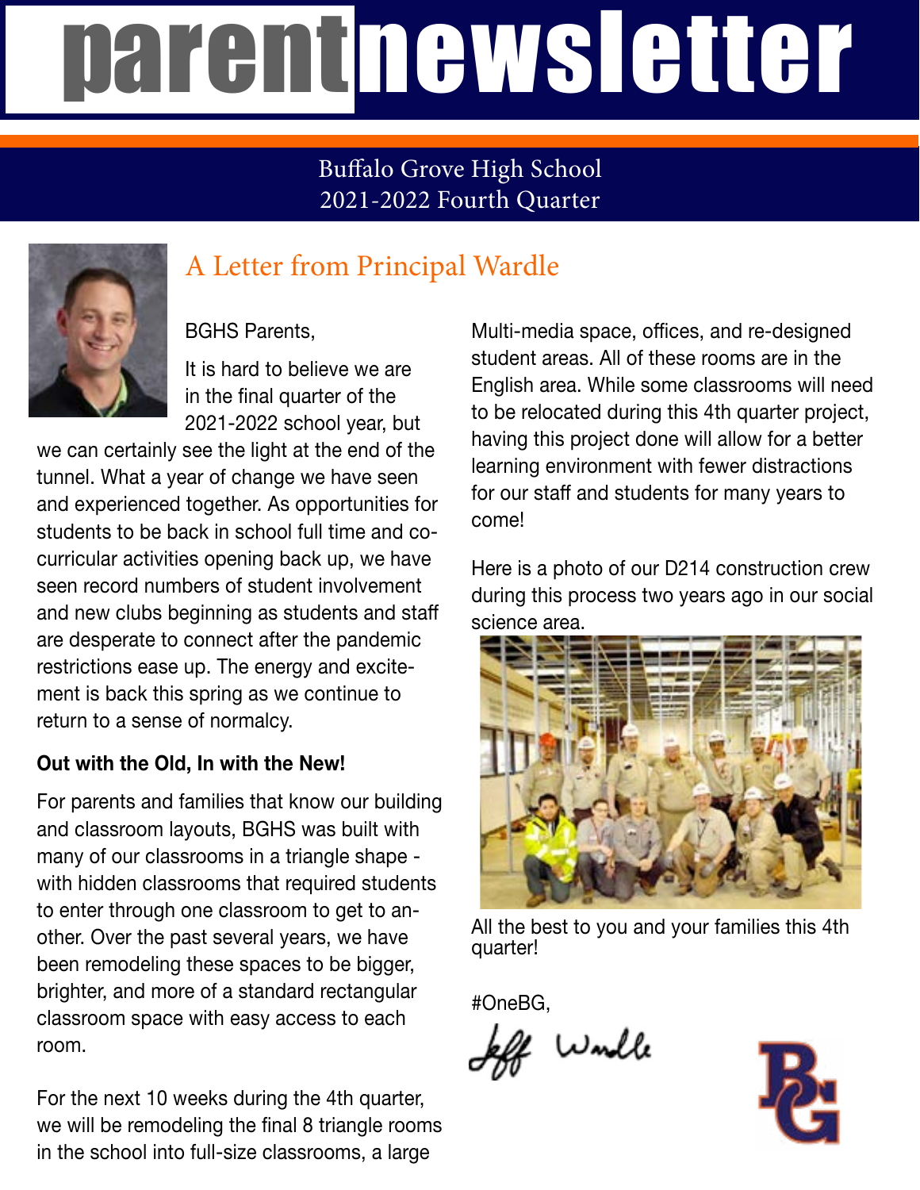# parent newsletter

Buffalo Grove High School
2021-2022 Fourth Quarter

## A Letter from Principal Wardle

BGHS Parents,

It is hard to believe we are in the final quarter of the 2021-2022 school year, but we can certainly see the light at the end of the tunnel. What a year of change we have seen and experienced together. As opportunities for students to be back in school full time and co-curricular activities opening back up, we have seen record numbers of student involvement and new clubs beginning as students and staff are desperate to connect after the pandemic restrictions ease up. The energy and excitement is back this spring as we continue to return to a sense of normalcy.

**Out with the Old, In with the New!**

For parents and families that know our building and classroom layouts, BGHS was built with many of our classrooms in a triangle shape - with hidden classrooms that required students to enter through one classroom to get to another. Over the past several years, we have been remodeling these spaces to be bigger, brighter, and more of a standard rectangular classroom space with easy access to each room.

For the next 10 weeks during the 4th quarter, we will be remodeling the final 8 triangle rooms in the school into full-size classrooms, a large Multi-media space, offices, and re-designed student areas. All of these rooms are in the English area. While some classrooms will need to be relocated during this 4th quarter project, having this project done will allow for a better learning environment with fewer distractions for our staff and students for many years to come!

Here is a photo of our D214 construction crew during this process two years ago in our social science area.

All the best to you and your families this 4th quarter!

#OneBG,

Jeff Wardle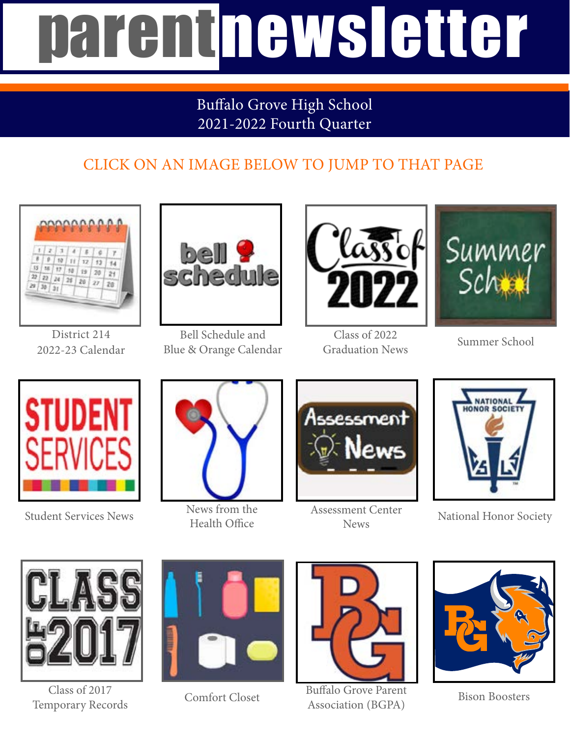# parent newsletter

Buffalo Grove High School
2021-2022 Fourth Quarter

CLICK ON AN IMAGE BELOW TO JUMP TO THAT PAGE

District 214
2022-23 Calendar

Bell Schedule and
Blue & Orange Calendar

Class of 2022
Graduation News

Summer School

Student Services News

News from the
Health Office

Assessment Center
News

National Honor Society

Class of 2017
Temporary Records

Comfort Closet

Buffalo Grove Parent
Association (BGPA)

Bison Boosters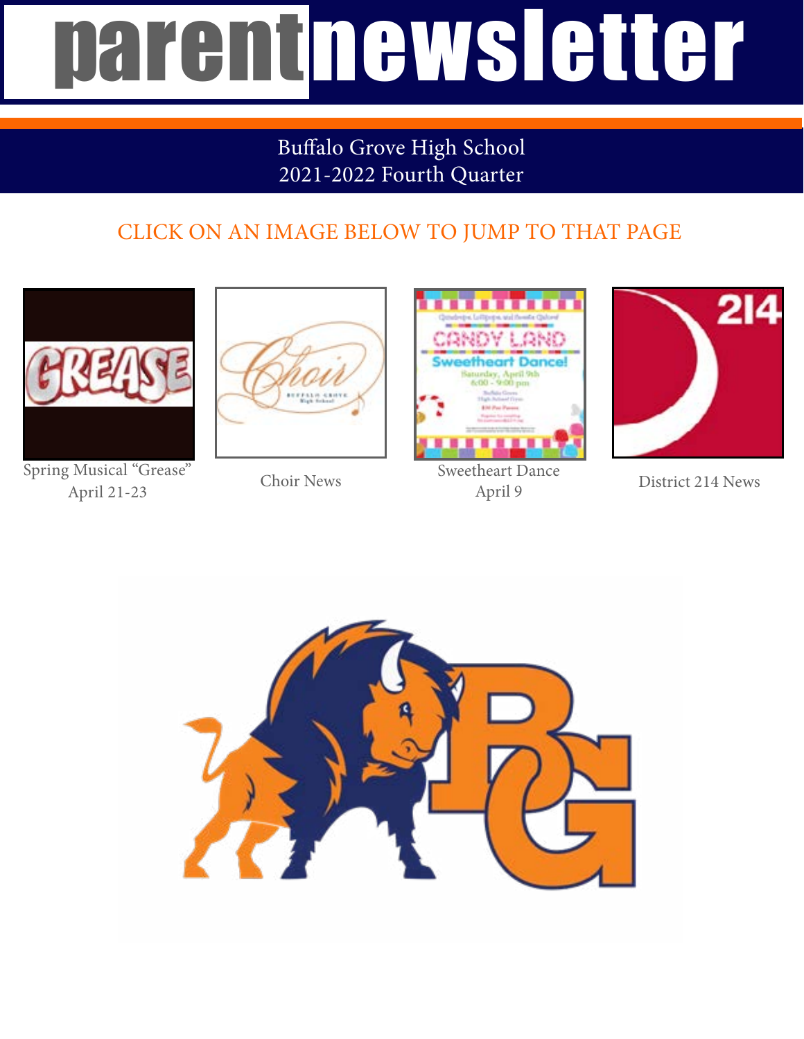# parent newsletter

Buffalo Grove High School
2021-2022 Fourth Quarter

CLICK ON AN IMAGE BELOW TO JUMP TO THAT PAGE

Spring Musical "Grease"
April 21-23

Choir News

Sweetheart Dance
April 9

District 214 News